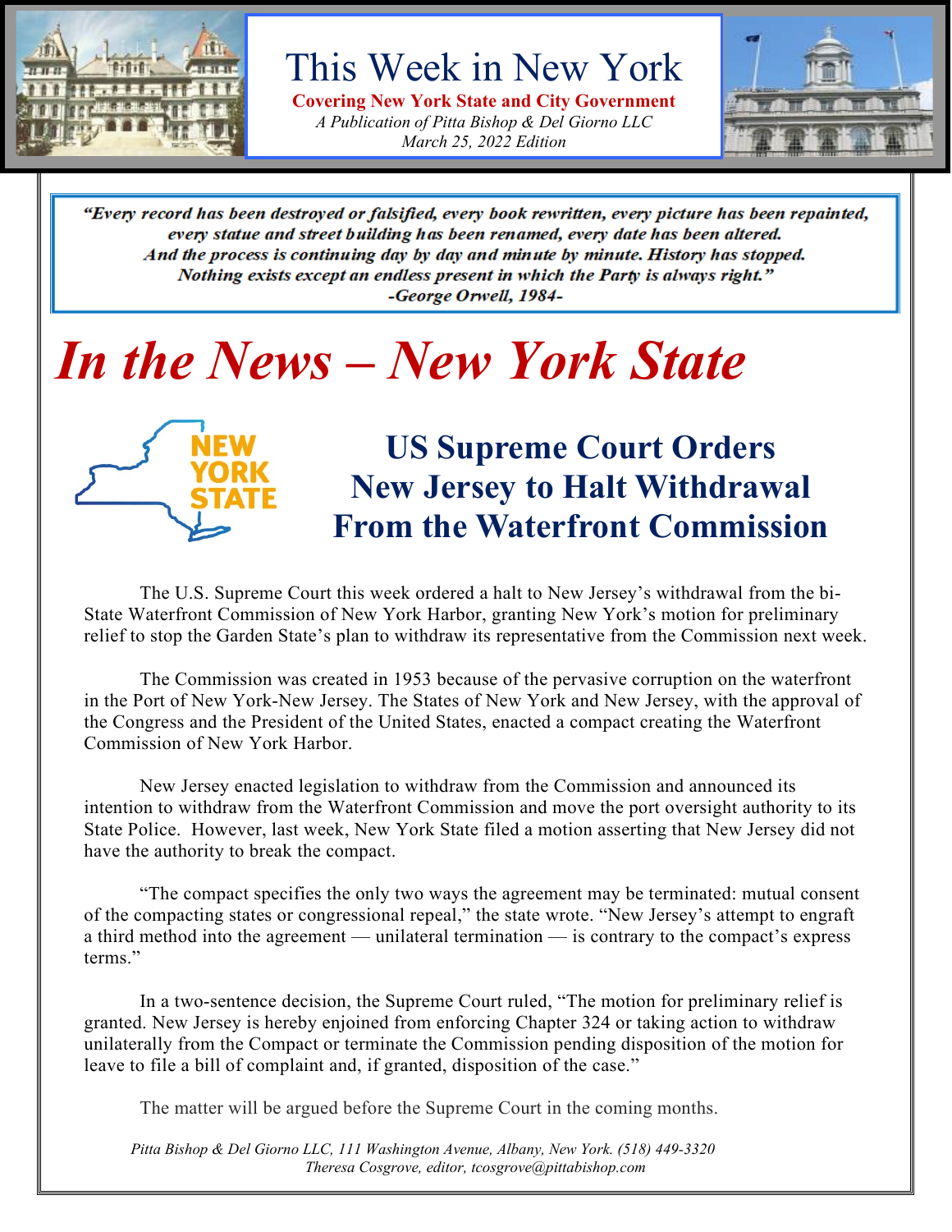# This Week in New York

**Covering New York State and City Government**

*A Publication of Pitta Bishop & Del Giorno LLC*
*March 25, 2022 Edition*

> ***"Every record has been destroyed or falsified, every book rewritten, every picture has been repainted, every statue and street building has been renamed, every date has been altered. And the process is continuing day by day and minute by minute. History has stopped. Nothing exists except an endless present in which the Party is always right."***
> ***-George Orwell, 1984-***

# *In the News – New York State*

NEW YORK STATE

## US Supreme Court Orders New Jersey to Halt Withdrawal From the Waterfront Commission

The U.S. Supreme Court this week ordered a halt to New Jersey's withdrawal from the bi-State Waterfront Commission of New York Harbor, granting New York's motion for preliminary relief to stop the Garden State's plan to withdraw its representative from the Commission next week.

The Commission was created in 1953 because of the pervasive corruption on the waterfront in the Port of New York-New Jersey. The States of New York and New Jersey, with the approval of the Congress and the President of the United States, enacted a compact creating the Waterfront Commission of New York Harbor.

New Jersey enacted legislation to withdraw from the Commission and announced its intention to withdraw from the Waterfront Commission and move the port oversight authority to its State Police. However, last week, New York State filed a motion asserting that New Jersey did not have the authority to break the compact.

"The compact specifies the only two ways the agreement may be terminated: mutual consent of the compacting states or congressional repeal," the state wrote. "New Jersey's attempt to engraft a third method into the agreement — unilateral termination — is contrary to the compact's express terms."

In a two-sentence decision, the Supreme Court ruled, "The motion for preliminary relief is granted. New Jersey is hereby enjoined from enforcing Chapter 324 or taking action to withdraw unilaterally from the Compact or terminate the Commission pending disposition of the motion for leave to file a bill of complaint and, if granted, disposition of the case."

The matter will be argued before the Supreme Court in the coming months.

*Pitta Bishop & Del Giorno LLC, 111 Washington Avenue, Albany, New York. (518) 449-3320*
*Theresa Cosgrove, editor, tcosgrove@pittabishop.com*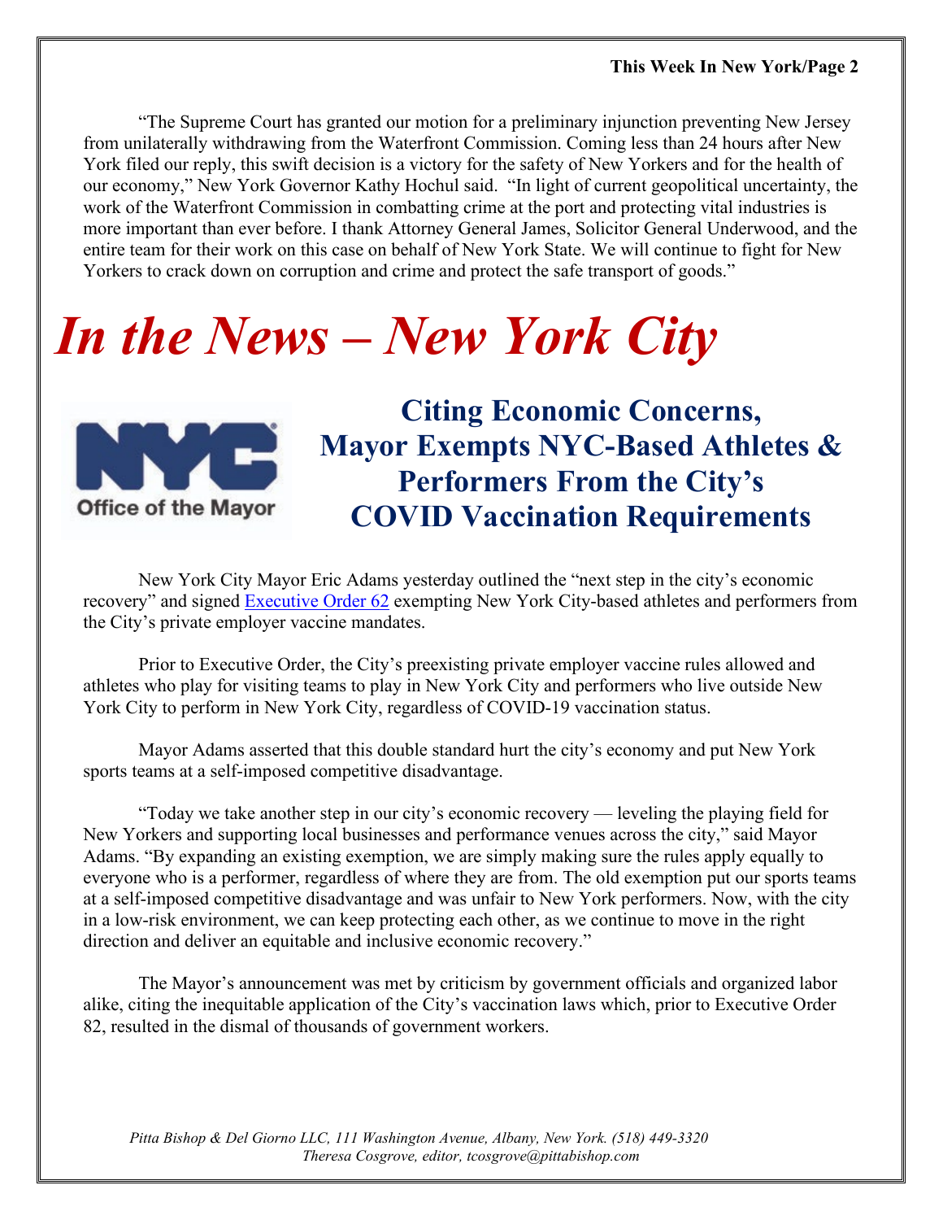"The Supreme Court has granted our motion for a preliminary injunction preventing New Jersey from unilaterally withdrawing from the Waterfront Commission. Coming less than 24 hours after New York filed our reply, this swift decision is a victory for the safety of New Yorkers and for the health of our economy," New York Governor Kathy Hochul said. "In light of current geopolitical uncertainty, the work of the Waterfront Commission in combatting crime at the port and protecting vital industries is more important than ever before. I thank Attorney General James, Solicitor General Underwood, and the entire team for their work on this case on behalf of New York State. We will continue to fight for New Yorkers to crack down on corruption and crime and protect the safe transport of goods."

# *In the News – New York City*

NYC Office of the Mayor

## Citing Economic Concerns, Mayor Exempts NYC-Based Athletes & Performers From the City's COVID Vaccination Requirements

New York City Mayor Eric Adams yesterday outlined the "next step in the city's economic recovery" and signed [Executive Order 62] exempting New York City-based athletes and performers from the City's private employer vaccine mandates.

Prior to Executive Order, the City's preexisting private employer vaccine rules allowed and athletes who play for visiting teams to play in New York City and performers who live outside New York City to perform in New York City, regardless of COVID-19 vaccination status.

Mayor Adams asserted that this double standard hurt the city's economy and put New York sports teams at a self-imposed competitive disadvantage.

"Today we take another step in our city's economic recovery — leveling the playing field for New Yorkers and supporting local businesses and performance venues across the city," said Mayor Adams. "By expanding an existing exemption, we are simply making sure the rules apply equally to everyone who is a performer, regardless of where they are from. The old exemption put our sports teams at a self-imposed competitive disadvantage and was unfair to New York performers. Now, with the city in a low-risk environment, we can keep protecting each other, as we continue to move in the right direction and deliver an equitable and inclusive economic recovery."

The Mayor's announcement was met by criticism by government officials and organized labor alike, citing the inequitable application of the City's vaccination laws which, prior to Executive Order 82, resulted in the dismal of thousands of government workers.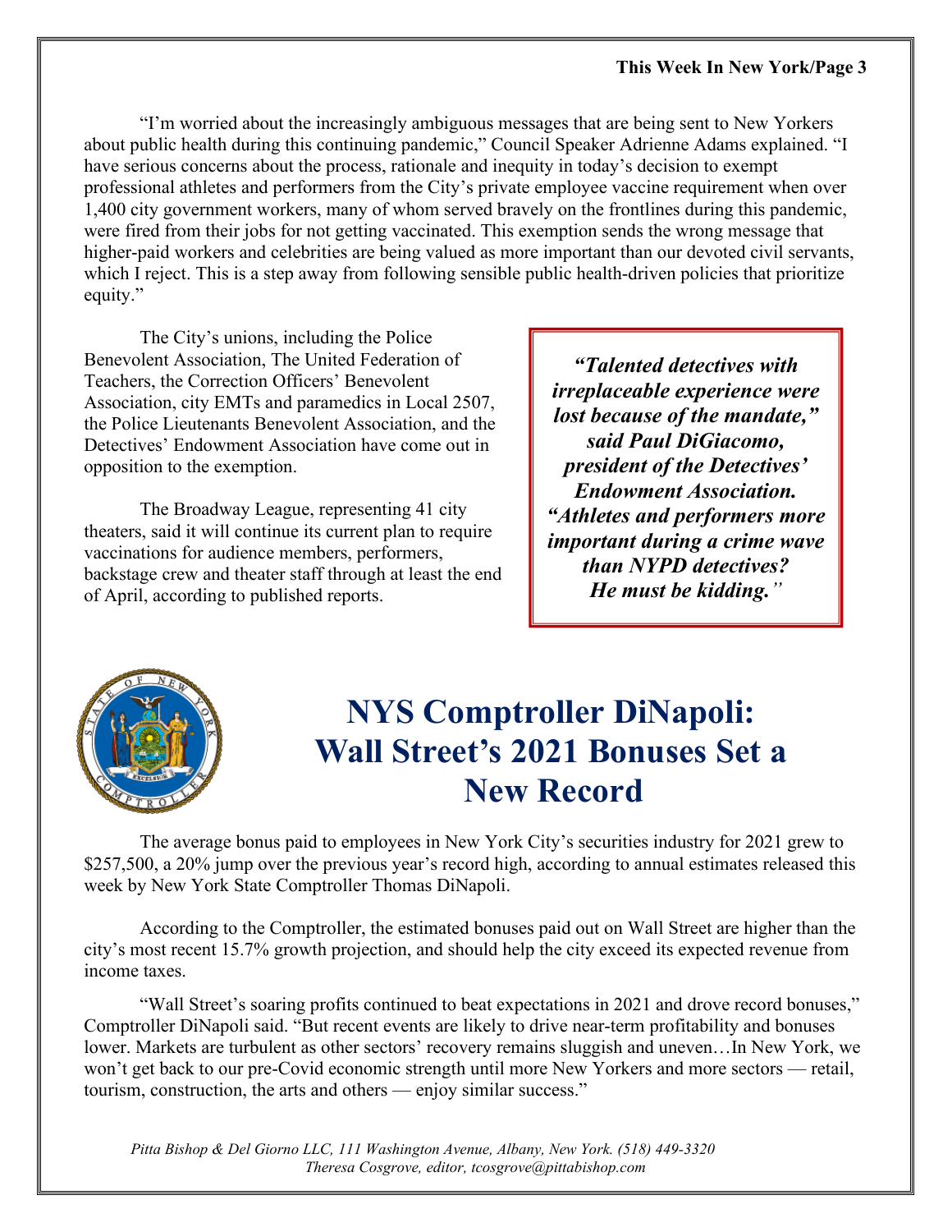"I'm worried about the increasingly ambiguous messages that are being sent to New Yorkers about public health during this continuing pandemic," Council Speaker Adrienne Adams explained. "I have serious concerns about the process, rationale and inequity in today's decision to exempt professional athletes and performers from the City's private employee vaccine requirement when over 1,400 city government workers, many of whom served bravely on the frontlines during this pandemic, were fired from their jobs for not getting vaccinated. This exemption sends the wrong message that higher-paid workers and celebrities are being valued as more important than our devoted civil servants, which I reject. This is a step away from following sensible public health-driven policies that prioritize equity."

The City's unions, including the Police Benevolent Association, The United Federation of Teachers, the Correction Officers' Benevolent Association, city EMTs and paramedics in Local 2507, the Police Lieutenants Benevolent Association, and the Detectives' Endowment Association have come out in opposition to the exemption.

The Broadway League, representing 41 city theaters, said it will continue its current plan to require vaccinations for audience members, performers, backstage crew and theater staff through at least the end of April, according to published reports.

***"Talented detectives with irreplaceable experience were lost because of the mandate," said Paul DiGiacomo, president of the Detectives' Endowment Association. "Athletes and performers more important during a crime wave than NYPD detectives? He must be kidding."***

# NYS Comptroller DiNapoli: Wall Street's 2021 Bonuses Set a New Record

The average bonus paid to employees in New York City's securities industry for 2021 grew to $257,500, a 20% jump over the previous year's record high, according to annual estimates released this week by New York State Comptroller Thomas DiNapoli.

According to the Comptroller, the estimated bonuses paid out on Wall Street are higher than the city's most recent 15.7% growth projection, and should help the city exceed its expected revenue from income taxes.

"Wall Street's soaring profits continued to beat expectations in 2021 and drove record bonuses," Comptroller DiNapoli said. "But recent events are likely to drive near-term profitability and bonuses lower. Markets are turbulent as other sectors' recovery remains sluggish and uneven…In New York, we won't get back to our pre-Covid economic strength until more New Yorkers and more sectors — retail, tourism, construction, the arts and others — enjoy similar success."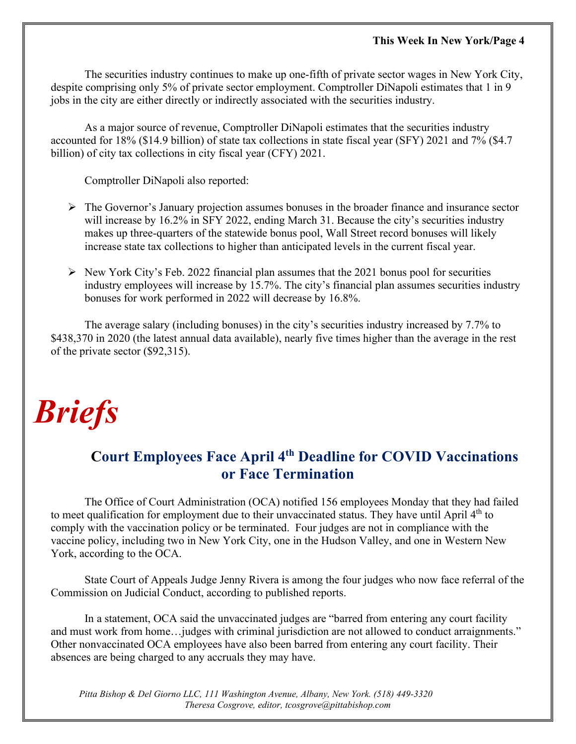The securities industry continues to make up one-fifth of private sector wages in New York City, despite comprising only 5% of private sector employment. Comptroller DiNapoli estimates that 1 in 9 jobs in the city are either directly or indirectly associated with the securities industry.

As a major source of revenue, Comptroller DiNapoli estimates that the securities industry accounted for 18% ($14.9 billion) of state tax collections in state fiscal year (SFY) 2021 and 7% ($4.7 billion) of city tax collections in city fiscal year (CFY) 2021.

Comptroller DiNapoli also reported:

- The Governor's January projection assumes bonuses in the broader finance and insurance sector will increase by 16.2% in SFY 2022, ending March 31. Because the city's securities industry makes up three-quarters of the statewide bonus pool, Wall Street record bonuses will likely increase state tax collections to higher than anticipated levels in the current fiscal year.
- New York City's Feb. 2022 financial plan assumes that the 2021 bonus pool for securities industry employees will increase by 15.7%. The city's financial plan assumes securities industry bonuses for work performed in 2022 will decrease by 16.8%.

The average salary (including bonuses) in the city's securities industry increased by 7.7% to $438,370 in 2020 (the latest annual data available), nearly five times higher than the average in the rest of the private sector ($92,315).

# *Briefs*

## Court Employees Face April 4th Deadline for COVID Vaccinations or Face Termination

The Office of Court Administration (OCA) notified 156 employees Monday that they had failed to meet qualification for employment due to their unvaccinated status. They have until April 4th to comply with the vaccination policy or be terminated. Four judges are not in compliance with the vaccine policy, including two in New York City, one in the Hudson Valley, and one in Western New York, according to the OCA.

State Court of Appeals Judge Jenny Rivera is among the four judges who now face referral of the Commission on Judicial Conduct, according to published reports.

In a statement, OCA said the unvaccinated judges are "barred from entering any court facility and must work from home…judges with criminal jurisdiction are not allowed to conduct arraignments." Other nonvaccinated OCA employees have also been barred from entering any court facility. Their absences are being charged to any accruals they may have.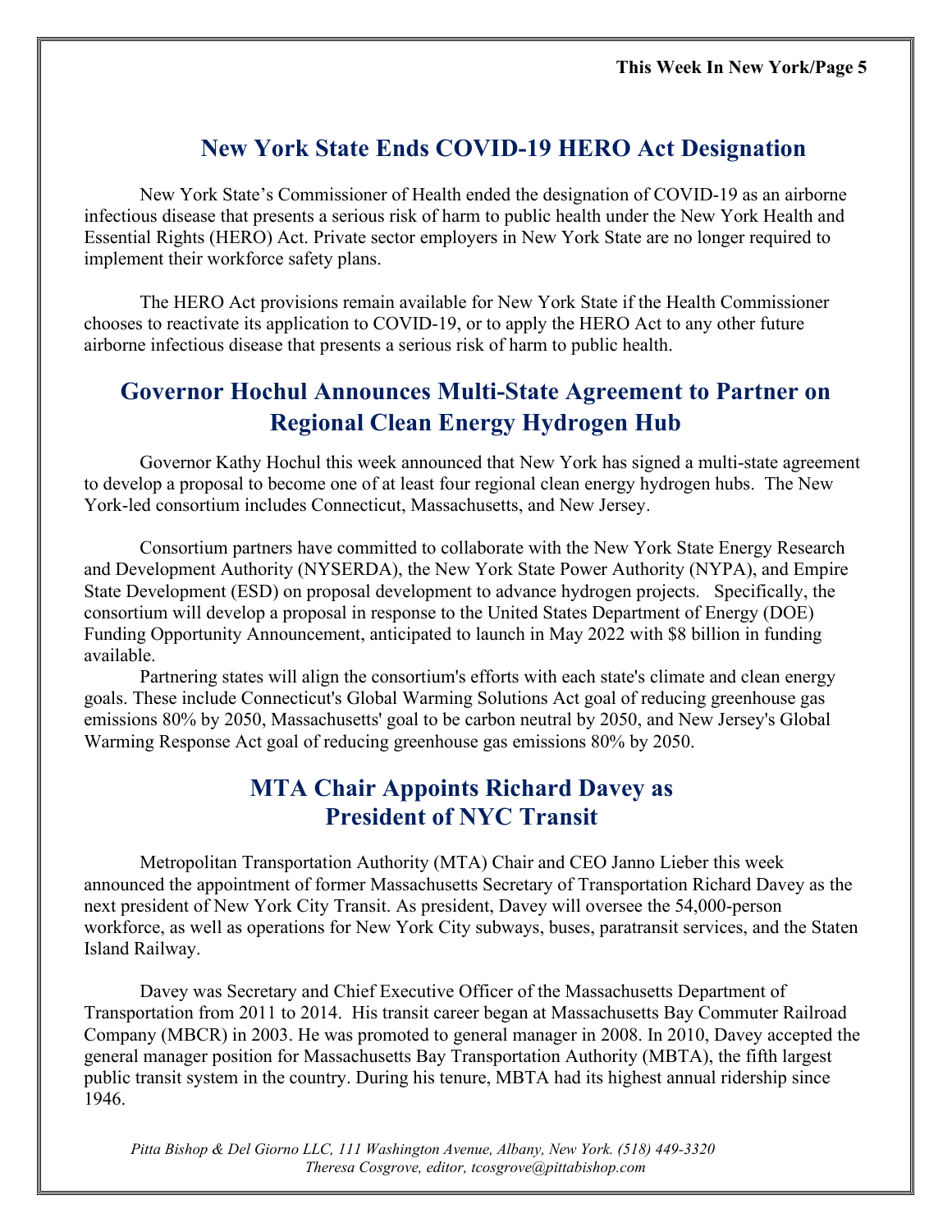## New York State Ends COVID-19 HERO Act Designation

New York State's Commissioner of Health ended the designation of COVID-19 as an airborne infectious disease that presents a serious risk of harm to public health under the New York Health and Essential Rights (HERO) Act. Private sector employers in New York State are no longer required to implement their workforce safety plans.

The HERO Act provisions remain available for New York State if the Health Commissioner chooses to reactivate its application to COVID-19, or to apply the HERO Act to any other future airborne infectious disease that presents a serious risk of harm to public health.

## Governor Hochul Announces Multi-State Agreement to Partner on Regional Clean Energy Hydrogen Hub

Governor Kathy Hochul this week announced that New York has signed a multi-state agreement to develop a proposal to become one of at least four regional clean energy hydrogen hubs. The New York-led consortium includes Connecticut, Massachusetts, and New Jersey.

Consortium partners have committed to collaborate with the New York State Energy Research and Development Authority (NYSERDA), the New York State Power Authority (NYPA), and Empire State Development (ESD) on proposal development to advance hydrogen projects. Specifically, the consortium will develop a proposal in response to the United States Department of Energy (DOE) Funding Opportunity Announcement, anticipated to launch in May 2022 with $8 billion in funding available.

Partnering states will align the consortium's efforts with each state's climate and clean energy goals. These include Connecticut's Global Warming Solutions Act goal of reducing greenhouse gas emissions 80% by 2050, Massachusetts' goal to be carbon neutral by 2050, and New Jersey's Global Warming Response Act goal of reducing greenhouse gas emissions 80% by 2050.

## MTA Chair Appoints Richard Davey as President of NYC Transit

Metropolitan Transportation Authority (MTA) Chair and CEO Janno Lieber this week announced the appointment of former Massachusetts Secretary of Transportation Richard Davey as the next president of New York City Transit. As president, Davey will oversee the 54,000-person workforce, as well as operations for New York City subways, buses, paratransit services, and the Staten Island Railway.

Davey was Secretary and Chief Executive Officer of the Massachusetts Department of Transportation from 2011 to 2014. His transit career began at Massachusetts Bay Commuter Railroad Company (MBCR) in 2003. He was promoted to general manager in 2008. In 2010, Davey accepted the general manager position for Massachusetts Bay Transportation Authority (MBTA), the fifth largest public transit system in the country. During his tenure, MBTA had its highest annual ridership since 1946.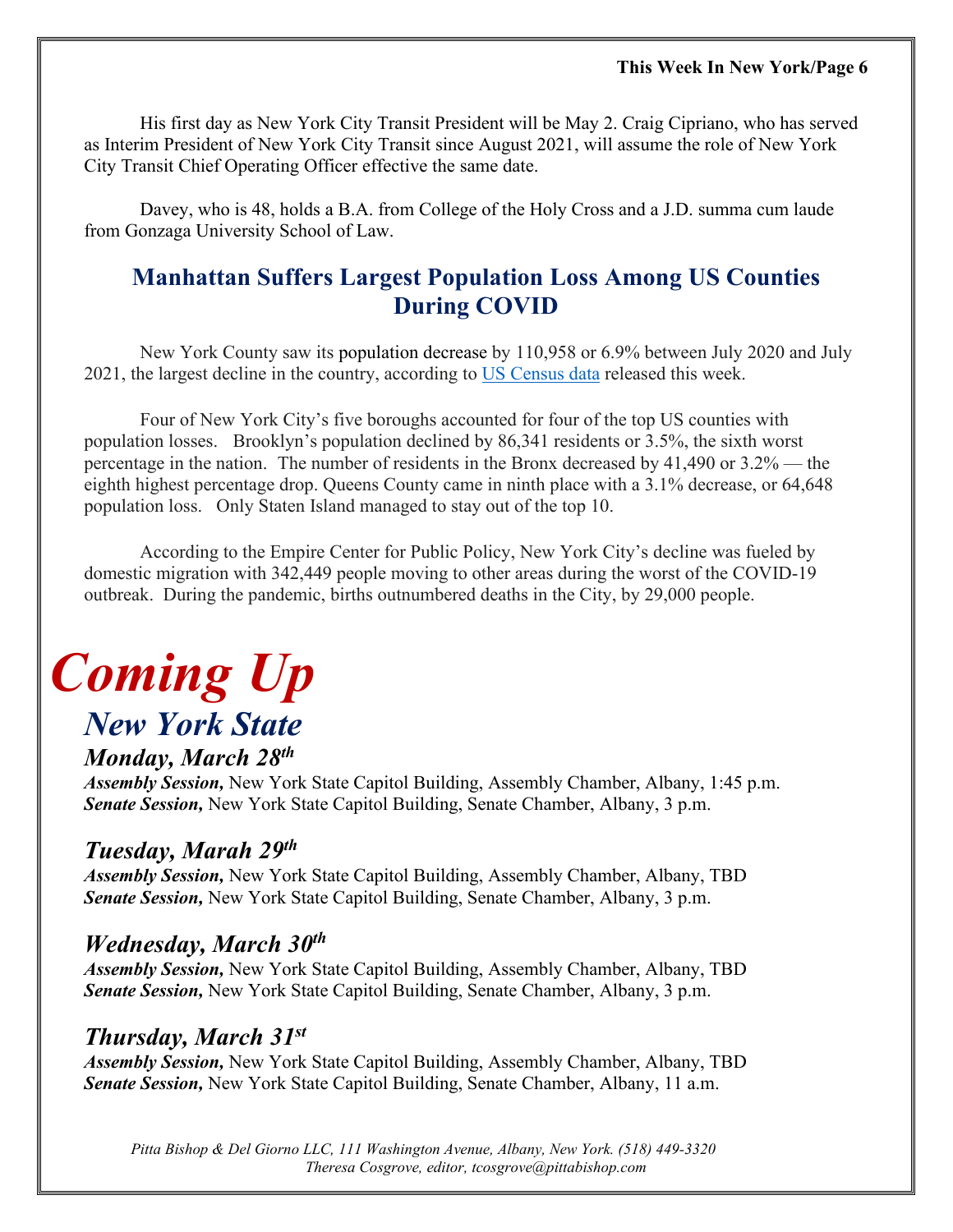His first day as New York City Transit President will be May 2. Craig Cipriano, who has served as Interim President of New York City Transit since August 2021, will assume the role of New York City Transit Chief Operating Officer effective the same date.

Davey, who is 48, holds a B.A. from College of the Holy Cross and a J.D. summa cum laude from Gonzaga University School of Law.

## Manhattan Suffers Largest Population Loss Among US Counties During COVID

New York County saw its population decrease by 110,958 or 6.9% between July 2020 and July 2021, the largest decline in the country, according to [US Census data](#) released this week.

Four of New York City's five boroughs accounted for four of the top US counties with population losses. Brooklyn's population declined by 86,341 residents or 3.5%, the sixth worst percentage in the nation. The number of residents in the Bronx decreased by 41,490 or 3.2% — the eighth highest percentage drop. Queens County came in ninth place with a 3.1% decrease, or 64,648 population loss. Only Staten Island managed to stay out of the top 10.

According to the Empire Center for Public Policy, New York City's decline was fueled by domestic migration with 342,449 people moving to other areas during the worst of the COVID-19 outbreak. During the pandemic, births outnumbered deaths in the City, by 29,000 people.

# *Coming Up*

## *New York State*

### *Monday, March 28th*

***Assembly Session,*** New York State Capitol Building, Assembly Chamber, Albany, 1:45 p.m.
***Senate Session,*** New York State Capitol Building, Senate Chamber, Albany, 3 p.m.

### *Tuesday, Marah 29th*

***Assembly Session,*** New York State Capitol Building, Assembly Chamber, Albany, TBD
***Senate Session,*** New York State Capitol Building, Senate Chamber, Albany, 3 p.m.

### *Wednesday, March 30th*

***Assembly Session,*** New York State Capitol Building, Assembly Chamber, Albany, TBD
***Senate Session,*** New York State Capitol Building, Senate Chamber, Albany, 3 p.m.

### *Thursday, March 31st*

***Assembly Session,*** New York State Capitol Building, Assembly Chamber, Albany, TBD
***Senate Session,*** New York State Capitol Building, Senate Chamber, Albany, 11 a.m.

*Pitta Bishop & Del Giorno LLC, 111 Washington Avenue, Albany, New York. (518) 449-3320*
*Theresa Cosgrove, editor, tcosgrove@pittabishop.com*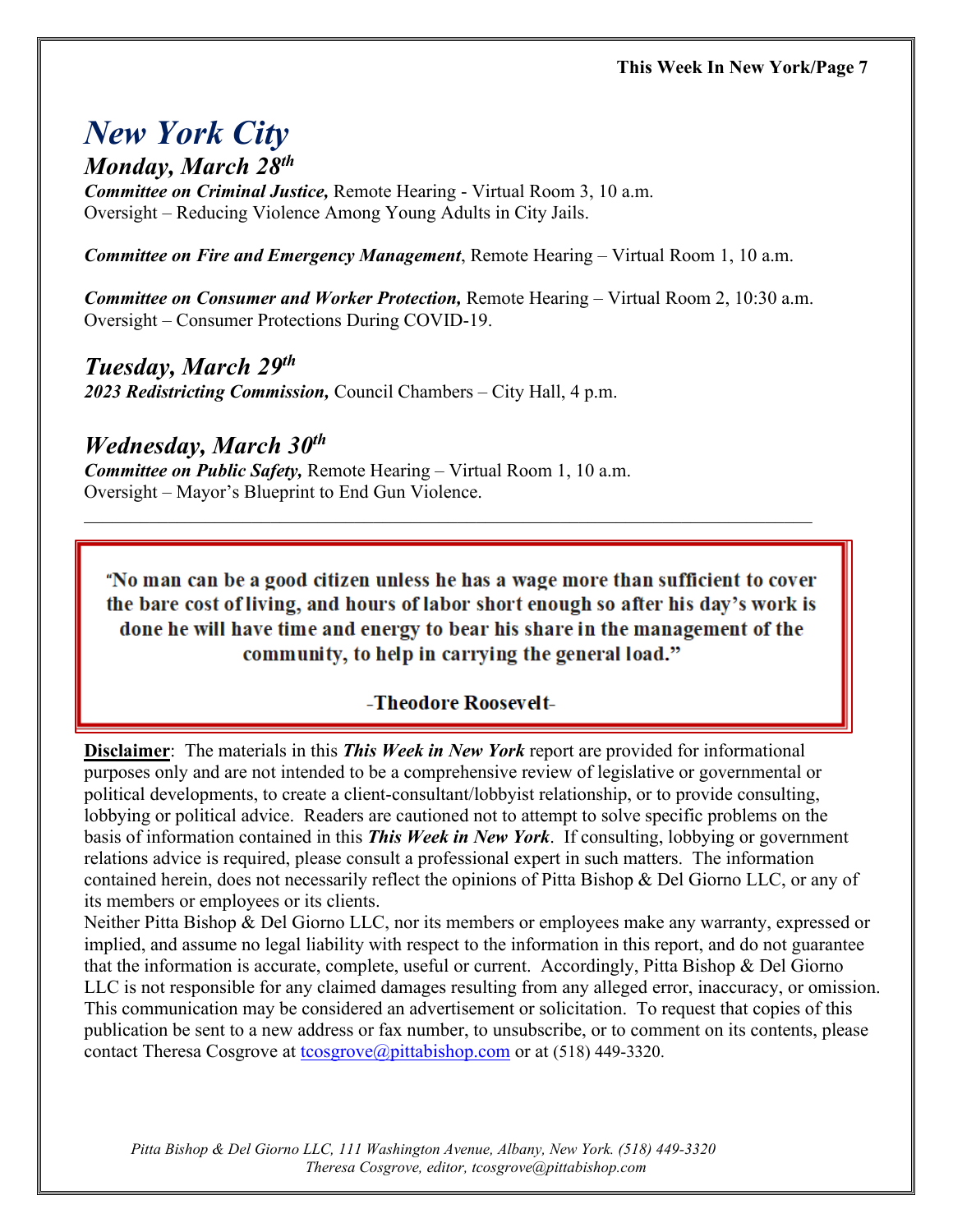## *New York City*

### *Monday, March 28th*

***Committee on Criminal Justice,*** Remote Hearing - Virtual Room 3, 10 a.m.
Oversight – Reducing Violence Among Young Adults in City Jails.

***Committee on Fire and Emergency Management***, Remote Hearing – Virtual Room 1, 10 a.m.

***Committee on Consumer and Worker Protection,*** Remote Hearing – Virtual Room 2, 10:30 a.m.
Oversight – Consumer Protections During COVID-19.

### *Tuesday, March 29th*

***2023 Redistricting Commission,*** Council Chambers – City Hall, 4 p.m.

### *Wednesday, March 30th*

***Committee on Public Safety,*** Remote Hearing – Virtual Room 1, 10 a.m.
Oversight – Mayor's Blueprint to End Gun Violence.

---

> **"No man can be a good citizen unless he has a wage more than sufficient to cover the bare cost of living, and hours of labor short enough so after his day's work is done he will have time and energy to bear his share in the management of the community, to help in carrying the general load."**
>
> **-Theodore Roosevelt-**

**<u>Disclaimer</u>**: The materials in this ***This Week in New York*** report are provided for informational purposes only and are not intended to be a comprehensive review of legislative or governmental or political developments, to create a client-consultant/lobbyist relationship, or to provide consulting, lobbying or political advice. Readers are cautioned not to attempt to solve specific problems on the basis of information contained in this ***This Week in New York***. If consulting, lobbying or government relations advice is required, please consult a professional expert in such matters. The information contained herein, does not necessarily reflect the opinions of Pitta Bishop & Del Giorno LLC, or any of its members or employees or its clients.
Neither Pitta Bishop & Del Giorno LLC, nor its members or employees make any warranty, expressed or implied, and assume no legal liability with respect to the information in this report, and do not guarantee that the information is accurate, complete, useful or current. Accordingly, Pitta Bishop & Del Giorno LLC is not responsible for any claimed damages resulting from any alleged error, inaccuracy, or omission. This communication may be considered an advertisement or solicitation. To request that copies of this publication be sent to a new address or fax number, to unsubscribe, or to comment on its contents, please contact Theresa Cosgrove at tcosgrove@pittabishop.com or at (518) 449-3320.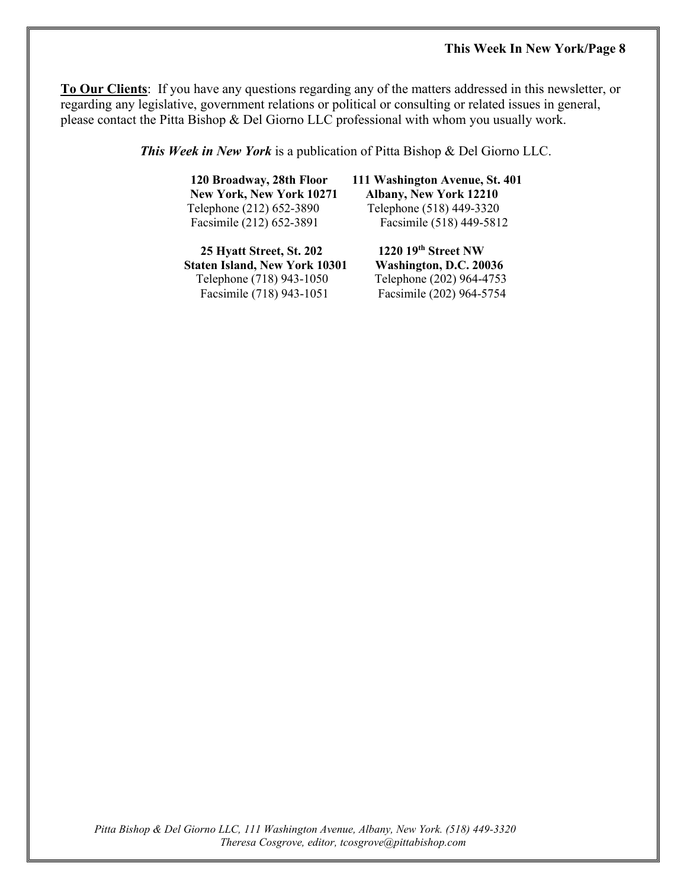**To Our Clients**: If you have any questions regarding any of the matters addressed in this newsletter, or regarding any legislative, government relations or political or consulting or related issues in general, please contact the Pitta Bishop & Del Giorno LLC professional with whom you usually work.

***This Week in New York*** is a publication of Pitta Bishop & Del Giorno LLC.

**120 Broadway, 28th Floor**
**New York, New York 10271**
Telephone (212) 652-3890
Facsimile (212) 652-3891

**111 Washington Avenue, St. 401**
**Albany, New York 12210**
Telephone (518) 449-3320
Facsimile (518) 449-5812

**25 Hyatt Street, St. 202**
**Staten Island, New York 10301**
Telephone (718) 943-1050
Facsimile (718) 943-1051

**1220 19th Street NW**
**Washington, D.C. 20036**
Telephone (202) 964-4753
Facsimile (202) 964-5754

*Pitta Bishop & Del Giorno LLC, 111 Washington Avenue, Albany, New York. (518) 449-3320*
*Theresa Cosgrove, editor, tcosgrove@pittabishop.com*